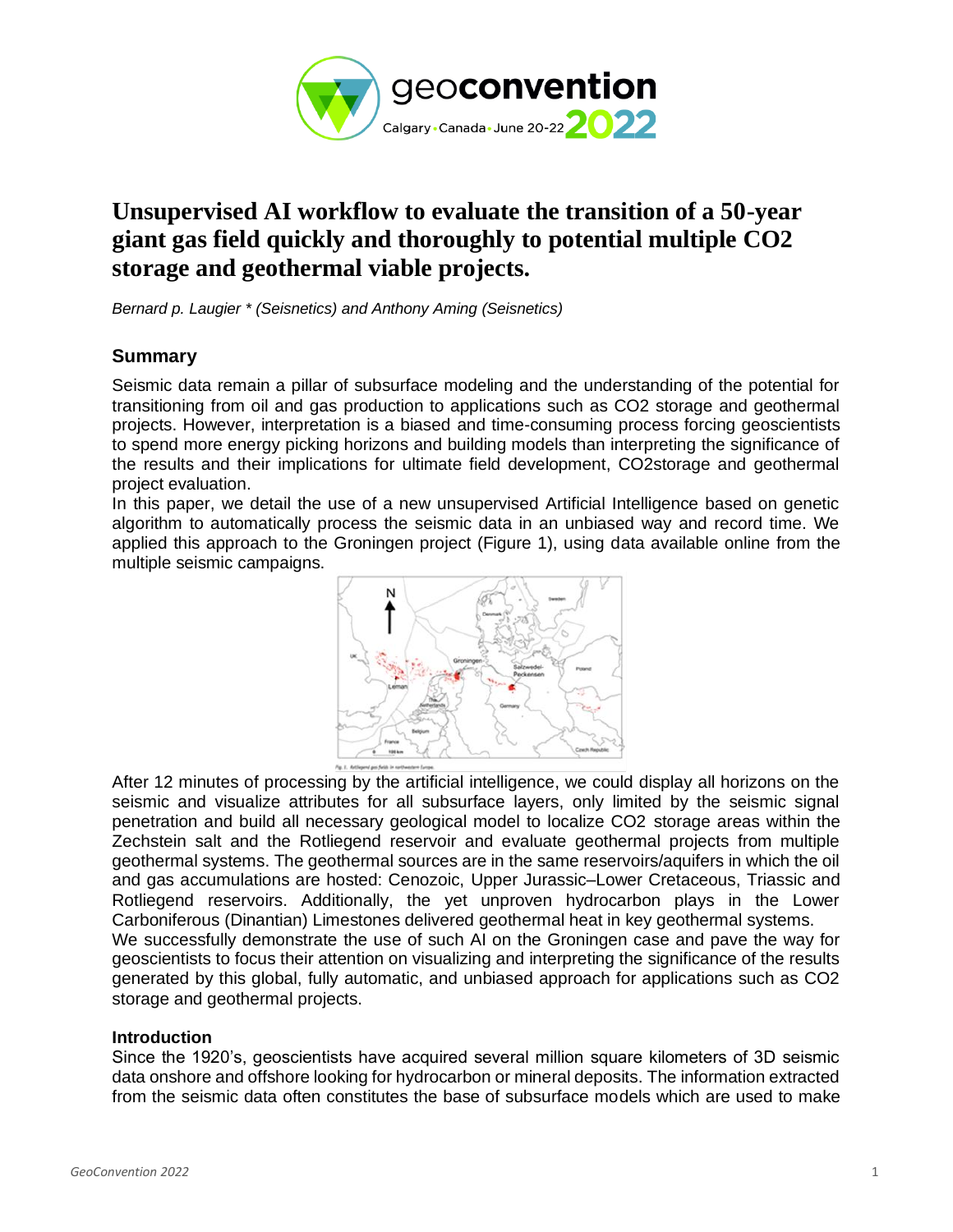# Unsupervised AI workflow to evaluate the transition of a 50-year giant gas field quickly and thoroughly to potential multiple CO2 storage and geothermal viable projects.

*Bernard p. Laugier * (Seisnetics) and Anthony Aming (Seisnetics)*

## Summary

Seismic data remain a pillar of subsurface modeling and the understanding of the potential for transitioning from oil and gas production to applications such as $CO_2$ storage and geothermal projects. However, interpretation is a biased and time-consuming process forcing geoscientists to spend more energy picking horizons and building models than interpreting the significance of the results and their implications for ultimate field development, $CO_2$storage and geothermal project evaluation.

In this paper, we detail the use of a new unsupervised Artificial Intelligence based on genetic algorithm to automatically process the seismic data in an unbiased way and record time. We applied this approach to the Groningen project (Figure 1), using data available online from the multiple seismic campaigns.

Fig. 1. Rotliegend gas fields in northwestern Europe.

After 12 minutes of processing by the artificial intelligence, we could display all horizons on the seismic and visualize attributes for all subsurface layers, only limited by the seismic signal penetration and build all necessary geological model to localize $CO_2$ storage areas within the Zechstein salt and the Rotliegend reservoir and evaluate geothermal projects from multiple geothermal systems. The geothermal sources are in the same reservoirs/aquifers in which the oil and gas accumulations are hosted: Cenozoic, Upper Jurassic–Lower Cretaceous, Triassic and Rotliegend reservoirs. Additionally, the yet unproven hydrocarbon plays in the Lower Carboniferous (Dinantian) Limestones delivered geothermal heat in key geothermal systems.

We successfully demonstrate the use of such AI on the Groningen case and pave the way for geoscientists to focus their attention on visualizing and interpreting the significance of the results generated by this global, fully automatic, and unbiased approach for applications such as $CO_2$ storage and geothermal projects.

### Introduction

Since the 1920's, geoscientists have acquired several million square kilometers of 3D seismic data onshore and offshore looking for hydrocarbon or mineral deposits. The information extracted from the seismic data often constitutes the base of subsurface models which are used to make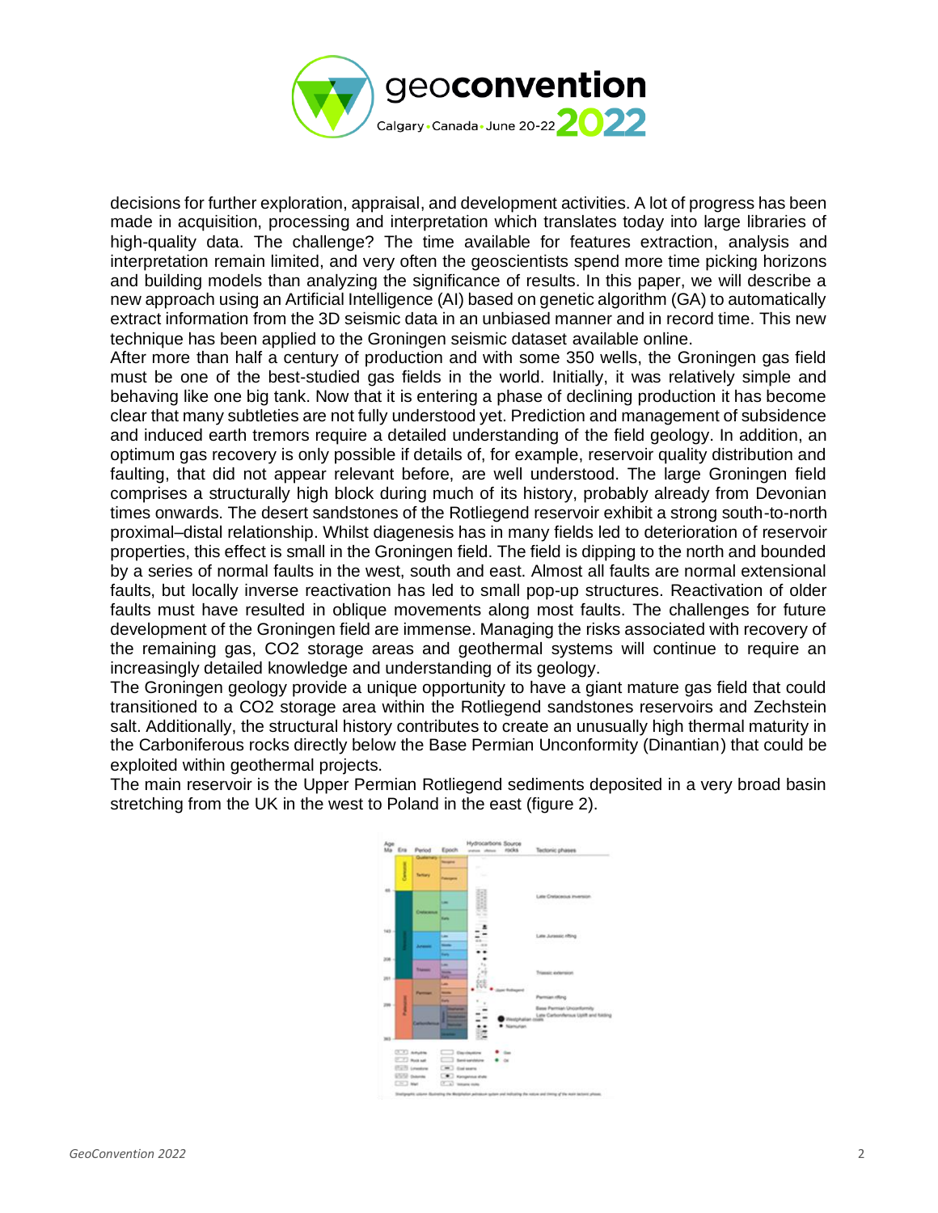decisions for further exploration, appraisal, and development activities. A lot of progress has been made in acquisition, processing and interpretation which translates today into large libraries of high-quality data. The challenge? The time available for features extraction, analysis and interpretation remain limited, and very often the geoscientists spend more time picking horizons and building models than analyzing the significance of results. In this paper, we will describe a new approach using an Artificial Intelligence (AI) based on genetic algorithm (GA) to automatically extract information from the 3D seismic data in an unbiased manner and in record time. This new technique has been applied to the Groningen seismic dataset available online.

After more than half a century of production and with some 350 wells, the Groningen gas field must be one of the best-studied gas fields in the world. Initially, it was relatively simple and behaving like one big tank. Now that it is entering a phase of declining production it has become clear that many subtleties are not fully understood yet. Prediction and management of subsidence and induced earth tremors require a detailed understanding of the field geology. In addition, an optimum gas recovery is only possible if details of, for example, reservoir quality distribution and faulting, that did not appear relevant before, are well understood. The large Groningen field comprises a structurally high block during much of its history, probably already from Devonian times onwards. The desert sandstones of the Rotliegend reservoir exhibit a strong south-to-north proximal–distal relationship. Whilst diagenesis has in many fields led to deterioration of reservoir properties, this effect is small in the Groningen field. The field is dipping to the north and bounded by a series of normal faults in the west, south and east. Almost all faults are normal extensional faults, but locally inverse reactivation has led to small pop-up structures. Reactivation of older faults must have resulted in oblique movements along most faults. The challenges for future development of the Groningen field are immense. Managing the risks associated with recovery of the remaining gas, $CO_2$ storage areas and geothermal systems will continue to require an increasingly detailed knowledge and understanding of its geology.

The Groningen geology provide a unique opportunity to have a giant mature gas field that could transitioned to a $CO_2$ storage area within the Rotliegend sandstones reservoirs and Zechstein salt. Additionally, the structural history contributes to create an unusually high thermal maturity in the Carboniferous rocks directly below the Base Permian Unconformity (Dinantian) that could be exploited within geothermal projects.

The main reservoir is the Upper Permian Rotliegend sediments deposited in a very broad basin stretching from the UK in the west to Poland in the east (figure 2).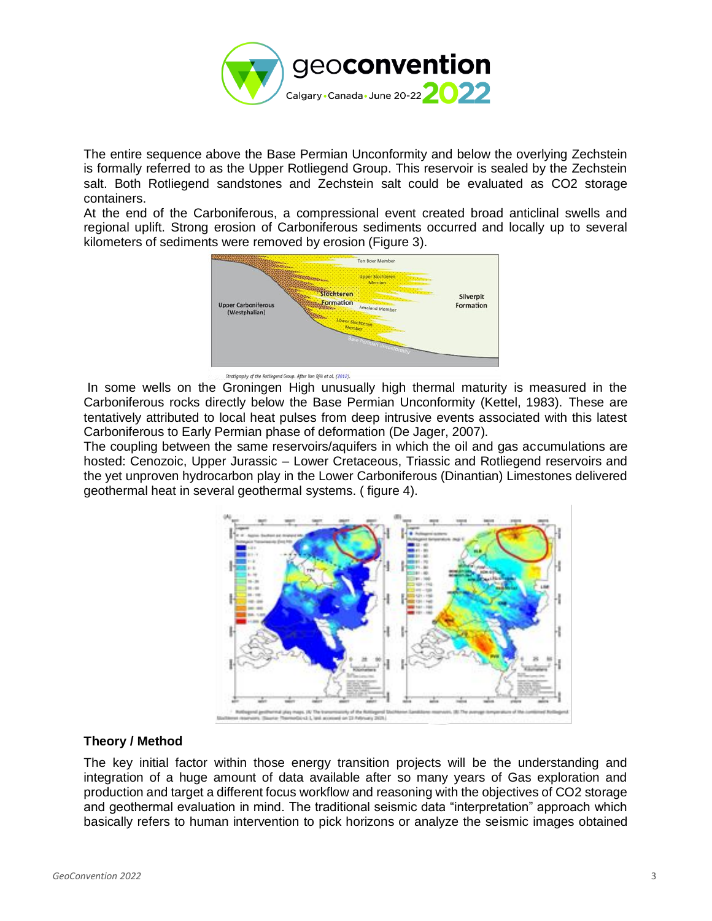The entire sequence above the Base Permian Unconformity and below the overlying Zechstein is formally referred to as the Upper Rotliegend Group. This reservoir is sealed by the Zechstein salt. Both Rotliegend sandstones and Zechstein salt could be evaluated as $CO_2$ storage containers.

At the end of the Carboniferous, a compressional event created broad anticlinal swells and regional uplift. Strong erosion of Carboniferous sediments occurred and locally up to several kilometers of sediments were removed by erosion (Figure 3).

Stratigraphy of the Rotliegend Group. After Van Ojik et al. (2012).

In some wells on the Groningen High unusually high thermal maturity is measured in the Carboniferous rocks directly below the Base Permian Unconformity (Kettel, 1983). These are tentatively attributed to local heat pulses from deep intrusive events associated with this latest Carboniferous to Early Permian phase of deformation (De Jager, 2007).

The coupling between the same reservoirs/aquifers in which the oil and gas accumulations are hosted: Cenozoic, Upper Jurassic – Lower Cretaceous, Triassic and Rotliegend reservoirs and the yet unproven hydrocarbon play in the Lower Carboniferous (Dinantian) Limestones delivered geothermal heat in several geothermal systems. ( figure 4).

Rotliegend geothermal play maps. (A) The transmissivity of the Rotliegend Slochteren Sandstone reservoirs. (B) The average temperature of the combined Rotliegend Slochteren reservoirs. (Source: ThermoGIS v2.1, last accessed on 15 February 2021.)

## Theory / Method

The key initial factor within those energy transition projects will be the understanding and integration of a huge amount of data available after so many years of Gas exploration and production and target a different focus workflow and reasoning with the objectives of $CO_2$ storage and geothermal evaluation in mind. The traditional seismic data "interpretation" approach which basically refers to human intervention to pick horizons or analyze the seismic images obtained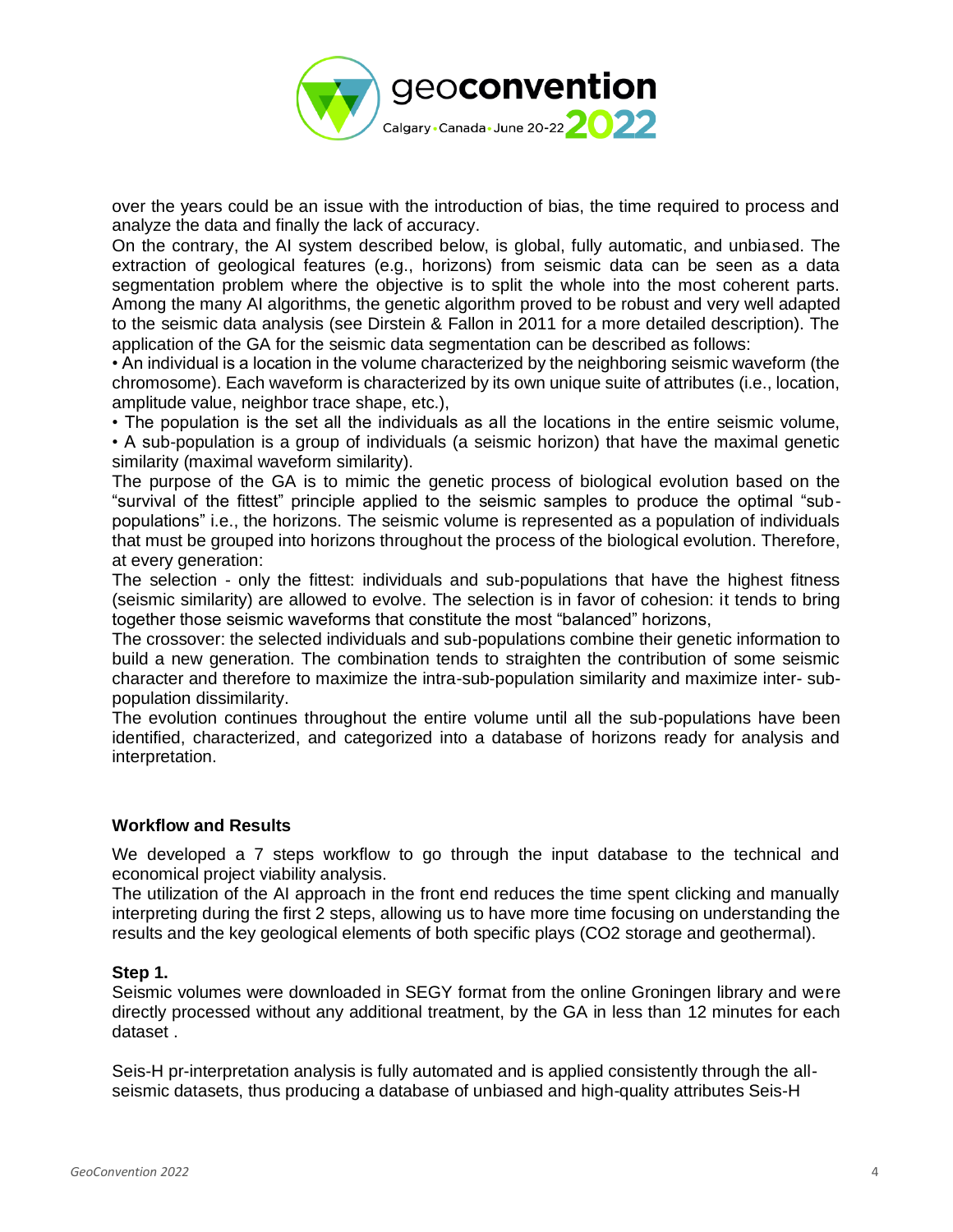over the years could be an issue with the introduction of bias, the time required to process and analyze the data and finally the lack of accuracy.

On the contrary, the AI system described below, is global, fully automatic, and unbiased. The extraction of geological features (e.g., horizons) from seismic data can be seen as a data segmentation problem where the objective is to split the whole into the most coherent parts. Among the many AI algorithms, the genetic algorithm proved to be robust and very well adapted to the seismic data analysis (see Dirstein & Fallon in 2011 for a more detailed description). The application of the GA for the seismic data segmentation can be described as follows:

- An individual is a location in the volume characterized by the neighboring seismic waveform (the chromosome). Each waveform is characterized by its own unique suite of attributes (i.e., location, amplitude value, neighbor trace shape, etc.),
- The population is the set all the individuals as all the locations in the entire seismic volume,
- A sub-population is a group of individuals (a seismic horizon) that have the maximal genetic similarity (maximal waveform similarity).

The purpose of the GA is to mimic the genetic process of biological evolution based on the "survival of the fittest" principle applied to the seismic samples to produce the optimal "sub-populations" i.e., the horizons. The seismic volume is represented as a population of individuals that must be grouped into horizons throughout the process of the biological evolution. Therefore, at every generation:

The selection - only the fittest: individuals and sub-populations that have the highest fitness (seismic similarity) are allowed to evolve. The selection is in favor of cohesion: it tends to bring together those seismic waveforms that constitute the most "balanced" horizons,

The crossover: the selected individuals and sub-populations combine their genetic information to build a new generation. The combination tends to straighten the contribution of some seismic character and therefore to maximize the intra-sub-population similarity and maximize inter- sub-population dissimilarity.

The evolution continues throughout the entire volume until all the sub-populations have been identified, characterized, and categorized into a database of horizons ready for analysis and interpretation.

### Workflow and Results

We developed a 7 steps workflow to go through the input database to the technical and economical project viability analysis.

The utilization of the AI approach in the front end reduces the time spent clicking and manually interpreting during the first 2 steps, allowing us to have more time focusing on understanding the results and the key geological elements of both specific plays ($CO_2$ storage and geothermal).

#### Step 1.

Seismic volumes were downloaded in SEGY format from the online Groningen library and were directly processed without any additional treatment, by the GA in less than 12 minutes for each dataset .

Seis-H pr-interpretation analysis is fully automated and is applied consistently through the all-seismic datasets, thus producing a database of unbiased and high-quality attributes Seis-H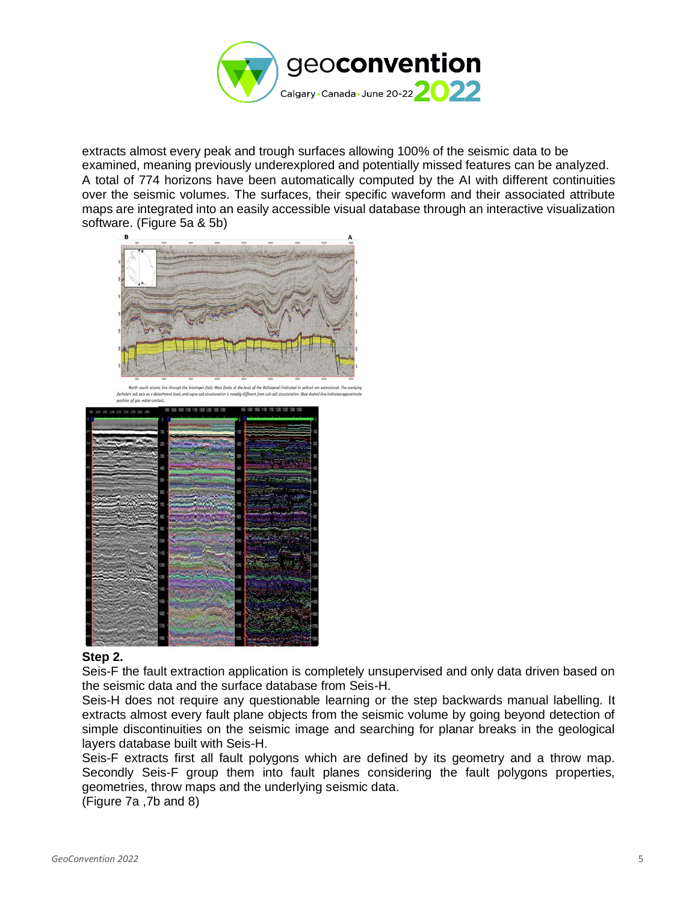extracts almost every peak and trough surfaces allowing 100% of the seismic data to be examined, meaning previously underexplored and potentially missed features can be analyzed. A total of 774 horizons have been automatically computed by the AI with different continuities over the seismic volumes. The surfaces, their specific waveform and their associated attribute maps are integrated into an easily accessible visual database through an interactive visualization software. (Figure 5a & 5b)

North–south seismic line through the Groningen field. Most faults at the level of the Rotliegend (indicated in yellow) are extensional. The overlying Zechstein salt acts as a detachment level, and supra-salt structuration is notably different from sub-salt structuration. Blue dashed line indicates approximate position of gas–water contact.

**Step 2.**

Seis-F the fault extraction application is completely unsupervised and only data driven based on the seismic data and the surface database from Seis-H.

Seis-H does not require any questionable learning or the step backwards manual labelling. It extracts almost every fault plane objects from the seismic volume by going beyond detection of simple discontinuities on the seismic image and searching for planar breaks in the geological layers database built with Seis-H.

Seis-F extracts first all fault polygons which are defined by its geometry and a throw map. Secondly Seis-F group them into fault planes considering the fault polygons properties, geometries, throw maps and the underlying seismic data.

(Figure 7a ,7b and 8)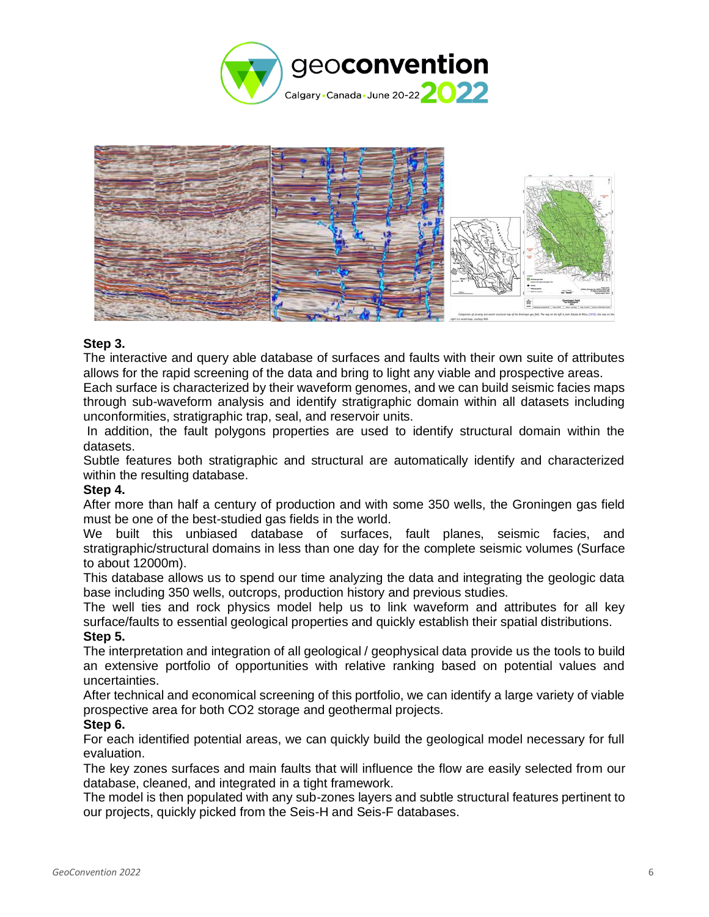**Step 3.**

The interactive and query able database of surfaces and faults with their own suite of attributes allows for the rapid screening of the data and bring to light any viable and prospective areas.

Each surface is characterized by their waveform genomes, and we can build seismic facies maps through sub-waveform analysis and identify stratigraphic domain within all datasets including unconformities, stratigraphic trap, seal, and reservoir units.

In addition, the fault polygons properties are used to identify structural domain within the datasets.

Subtle features both stratigraphic and structural are automatically identify and characterized within the resulting database.

**Step 4.**

After more than half a century of production and with some 350 wells, the Groningen gas field must be one of the best-studied gas fields in the world.

We built this unbiased database of surfaces, fault planes, seismic facies, and stratigraphic/structural domains in less than one day for the complete seismic volumes (Surface to about 12000m).

This database allows us to spend our time analyzing the data and integrating the geologic data base including 350 wells, outcrops, production history and previous studies.

The well ties and rock physics model help us to link waveform and attributes for all key surface/faults to essential geological properties and quickly establish their spatial distributions.

**Step 5.**

The interpretation and integration of all geological / geophysical data provide us the tools to build an extensive portfolio of opportunities with relative ranking based on potential values and uncertainties.

After technical and economical screening of this portfolio, we can identify a large variety of viable prospective area for both $CO_2$ storage and geothermal projects.

**Step 6.**

For each identified potential areas, we can quickly build the geological model necessary for full evaluation.

The key zones surfaces and main faults that will influence the flow are easily selected from our database, cleaned, and integrated in a tight framework.

The model is then populated with any sub-zones layers and subtle structural features pertinent to our projects, quickly picked from the Seis-H and Seis-F databases.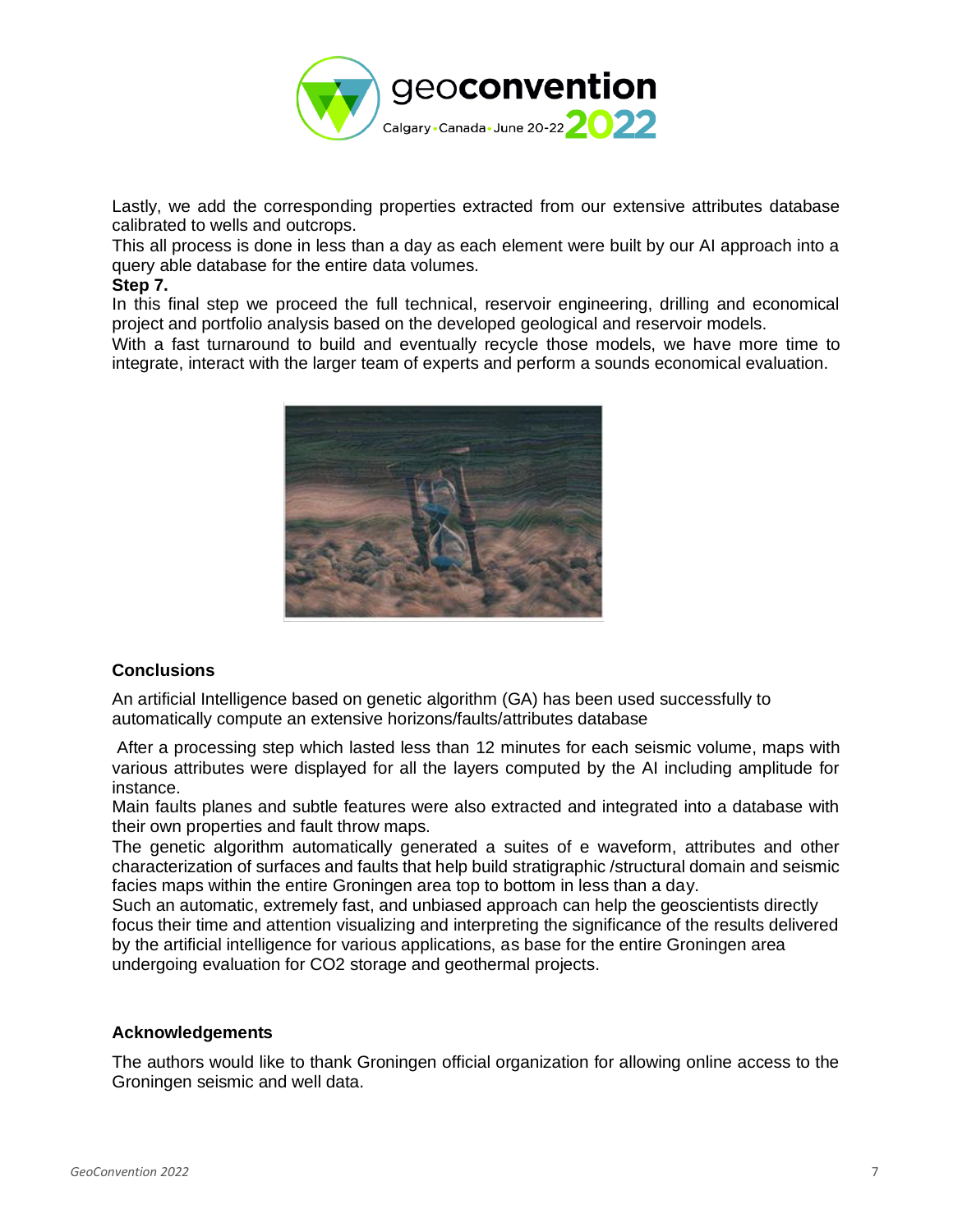Lastly, we add the corresponding properties extracted from our extensive attributes database calibrated to wells and outcrops.

This all process is done in less than a day as each element were built by our AI approach into a query able database for the entire data volumes.

**Step 7.**

In this final step we proceed the full technical, reservoir engineering, drilling and economical project and portfolio analysis based on the developed geological and reservoir models.

With a fast turnaround to build and eventually recycle those models, we have more time to integrate, interact with the larger team of experts and perform a sounds economical evaluation.

## Conclusions

An artificial Intelligence based on genetic algorithm (GA) has been used successfully to automatically compute an extensive horizons/faults/attributes database

After a processing step which lasted less than 12 minutes for each seismic volume, maps with various attributes were displayed for all the layers computed by the AI including amplitude for instance.

Main faults planes and subtle features were also extracted and integrated into a database with their own properties and fault throw maps.

The genetic algorithm automatically generated a suites of e waveform, attributes and other characterization of surfaces and faults that help build stratigraphic /structural domain and seismic facies maps within the entire Groningen area top to bottom in less than a day.

Such an automatic, extremely fast, and unbiased approach can help the geoscientists directly focus their time and attention visualizing and interpreting the significance of the results delivered by the artificial intelligence for various applications, as base for the entire Groningen area undergoing evaluation for $CO_2$ storage and geothermal projects.

## Acknowledgements

The authors would like to thank Groningen official organization for allowing online access to the Groningen seismic and well data.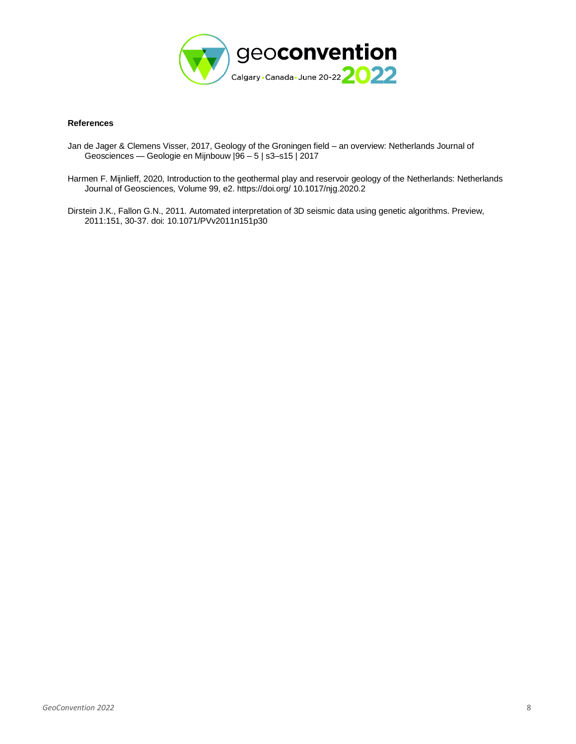**References**

Jan de Jager & Clemens Visser, 2017, Geology of the Groningen field – an overview: Netherlands Journal of Geosciences — Geologie en Mijnbouw |96 – 5 | s3–s15 | 2017

Harmen F. Mijnlieff, 2020, Introduction to the geothermal play and reservoir geology of the Netherlands: Netherlands Journal of Geosciences, Volume 99, e2. https://doi.org/ 10.1017/njg.2020.2

Dirstein J.K., Fallon G.N., 2011. Automated interpretation of 3D seismic data using genetic algorithms. Preview, 2011:151, 30-37. doi: 10.1071/PVv2011n151p30